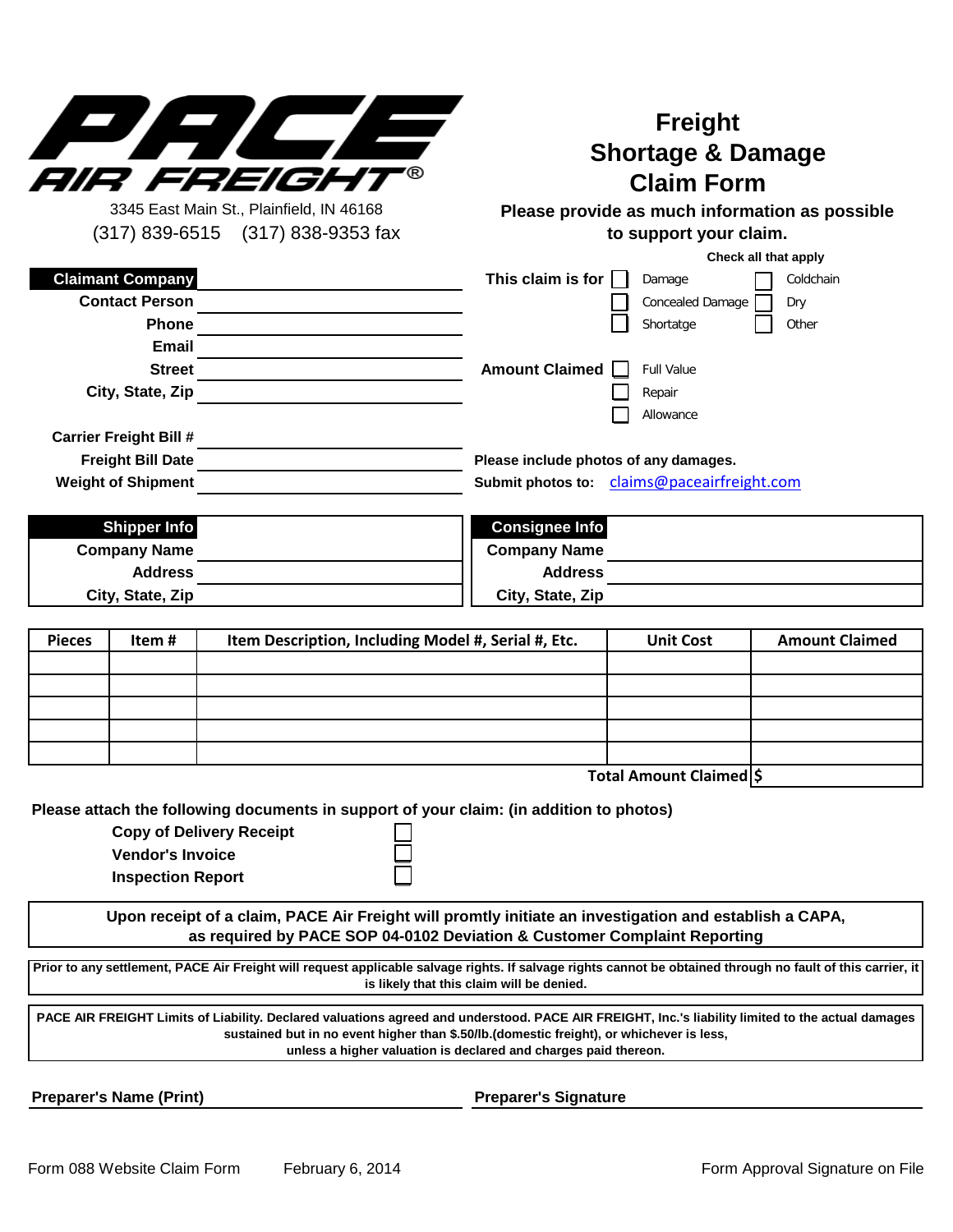# PACE AIR FREIGHT®

3345 East Main St., Plainfield, IN 46168
(317) 839-6515 (317) 838-9353 fax

## Freight Shortage & Damage Claim Form

**Please provide as much information as possible to support your claim.**

**Claimant Company** ____________________
**Contact Person** ____________________
**Phone** ____________________
**Email** ____________________
**Street** ____________________
**City, State, Zip** ____________________

**Carrier Freight Bill #** ____________________
**Freight Bill Date** ____________________
**Weight of Shipment** ____________________

**Check all that apply**

**This claim is for**
- ☐ Damage
- ☐ Concealed Damage
- ☐ Shortatge
- ☐ Coldchain
- ☐ Dry
- ☐ Other

**Amount Claimed**
- ☐ Full Value
- ☐ Repair
- ☐ Allowance

**Please include photos of any damages.**
**Submit photos to:** claims@paceairfreight.com

| **Shipper Info** | |
|---|---|
| **Company Name** | |
| **Address** | |
| **City, State, Zip** | |

| **Consignee Info** | |
|---|---|
| **Company Name** | |
| **Address** | |
| **City, State, Zip** | |

| Pieces | Item # | Item Description, Including Model #, Serial #, Etc. | Unit Cost | Amount Claimed |
|---|---|---|---|---|
| | | | | |
| | | | | |
| | | | | |
| | | | | |
| | | | | |
| | | | **Total Amount Claimed** | $ |

**Please attach the following documents in support of your claim: (in addition to photos)**

- **Copy of Delivery Receipt** ☐
- **Vendor's Invoice** ☐
- **Inspection Report** ☐

**Upon receipt of a claim, PACE Air Freight will promtly initiate an investigation and establish a CAPA, as required by PACE SOP 04-0102 Deviation & Customer Complaint Reporting**

**Prior to any settlement, PACE Air Freight will request applicable salvage rights. If salvage rights cannot be obtained through no fault of this carrier, it is likely that this claim will be denied.**

**PACE AIR FREIGHT Limits of Liability. Declared valuations agreed and understood. PACE AIR FREIGHT, Inc.'s liability limited to the actual damages sustained but in no event higher than $.50/lb.(domestic freight), or whichever is less, unless a higher valuation is declared and charges paid thereon.**

**Preparer's Name (Print)** ____________________ **Preparer's Signature** ____________________

Form 088 Website Claim Form February 6, 2014 Form Approval Signature on File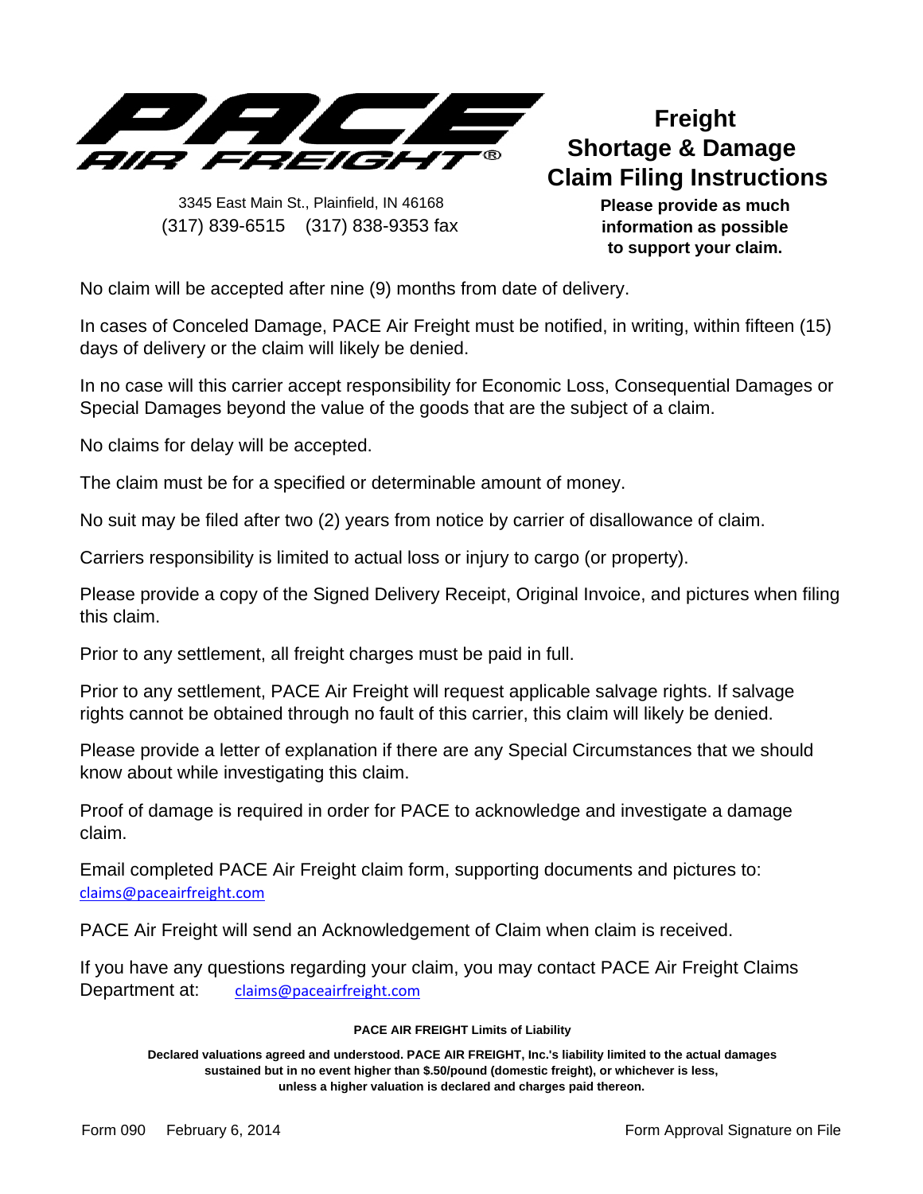**PACE AIR FREIGHT®**

3345 East Main St., Plainfield, IN 46168
(317) 839-6515    (317) 838-9353 fax

# Freight Shortage & Damage Claim Filing Instructions

**Please provide as much information as possible to support your claim.**

No claim will be accepted after nine (9) months from date of delivery.

In cases of Conceled Damage, PACE Air Freight must be notified, in writing, within fifteen (15) days of delivery or the claim will likely be denied.

In no case will this carrier accept responsibility for Economic Loss, Consequential Damages or Special Damages beyond the value of the goods that are the subject of a claim.

No claims for delay will be accepted.

The claim must be for a specified or determinable amount of money.

No suit may be filed after two (2) years from notice by carrier of disallowance of claim.

Carriers responsibility is limited to actual loss or injury to cargo (or property).

Please provide a copy of the Signed Delivery Receipt, Original Invoice, and pictures when filing this claim.

Prior to any settlement, all freight charges must be paid in full.

Prior to any settlement, PACE Air Freight will request applicable salvage rights. If salvage rights cannot be obtained through no fault of this carrier, this claim will likely be denied.

Please provide a letter of explanation if there are any Special Circumstances that we should know about while investigating this claim.

Proof of damage is required in order for PACE to acknowledge and investigate a damage claim.

Email completed PACE Air Freight claim form, supporting documents and pictures to:
claims@paceairfreight.com

PACE Air Freight will send an Acknowledgement of Claim when claim is received.

If you have any questions regarding your claim, you may contact PACE Air Freight Claims Department at: claims@paceairfreight.com

**PACE AIR FREIGHT Limits of Liability**

**Declared valuations agreed and understood. PACE AIR FREIGHT, Inc.'s liability limited to the actual damages sustained but in no event higher than $.50/pound (domestic freight), or whichever is less, unless a higher valuation is declared and charges paid thereon.**

Form 090    February 6, 2014    Form Approval Signature on File